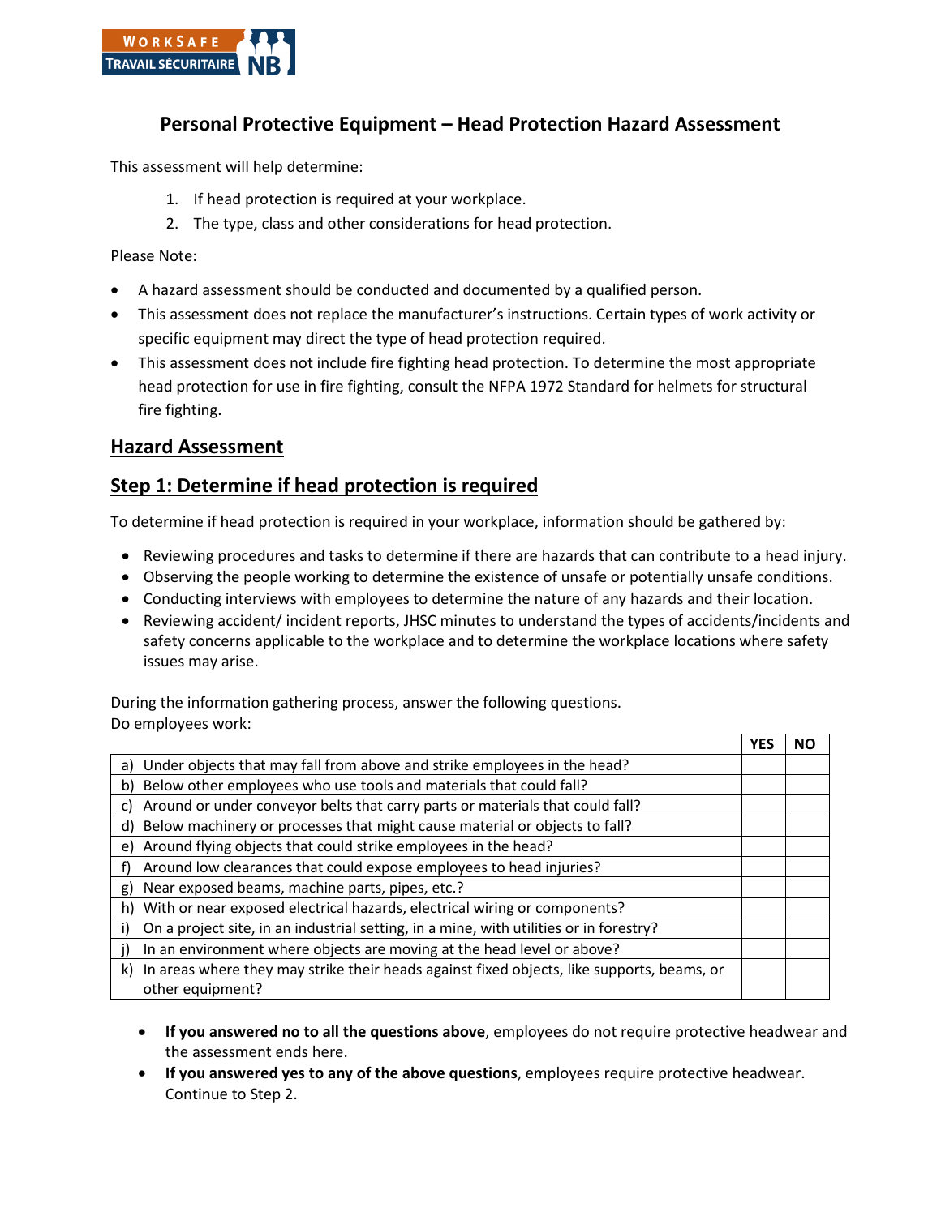# Personal Protective Equipment – Head Protection Hazard Assessment

This assessment will help determine:

1. If head protection is required at your workplace.
2. The type, class and other considerations for head protection.

Please Note:

- A hazard assessment should be conducted and documented by a qualified person.
- This assessment does not replace the manufacturer's instructions. Certain types of work activity or specific equipment may direct the type of head protection required.
- This assessment does not include fire fighting head protection. To determine the most appropriate head protection for use in fire fighting, consult the NFPA 1972 Standard for helmets for structural fire fighting.

## Hazard Assessment

## Step 1: Determine if head protection is required

To determine if head protection is required in your workplace, information should be gathered by:

- Reviewing procedures and tasks to determine if there are hazards that can contribute to a head injury.
- Observing the people working to determine the existence of unsafe or potentially unsafe conditions.
- Conducting interviews with employees to determine the nature of any hazards and their location.
- Reviewing accident/ incident reports, JHSC minutes to understand the types of accidents/incidents and safety concerns applicable to the workplace and to determine the workplace locations where safety issues may arise.

During the information gathering process, answer the following questions.
Do employees work:

| | YES | NO |
|---|---|---|
| a) Under objects that may fall from above and strike employees in the head? | | |
| b) Below other employees who use tools and materials that could fall? | | |
| c) Around or under conveyor belts that carry parts or materials that could fall? | | |
| d) Below machinery or processes that might cause material or objects to fall? | | |
| e) Around flying objects that could strike employees in the head? | | |
| f) Around low clearances that could expose employees to head injuries? | | |
| g) Near exposed beams, machine parts, pipes, etc.? | | |
| h) With or near exposed electrical hazards, electrical wiring or components? | | |
| i) On a project site, in an industrial setting, in a mine, with utilities or in forestry? | | |
| j) In an environment where objects are moving at the head level or above? | | |
| k) In areas where they may strike their heads against fixed objects, like supports, beams, or other equipment? | | |

- **If you answered no to all the questions above**, employees do not require protective headwear and the assessment ends here.
- **If you answered yes to any of the above questions**, employees require protective headwear. Continue to Step 2.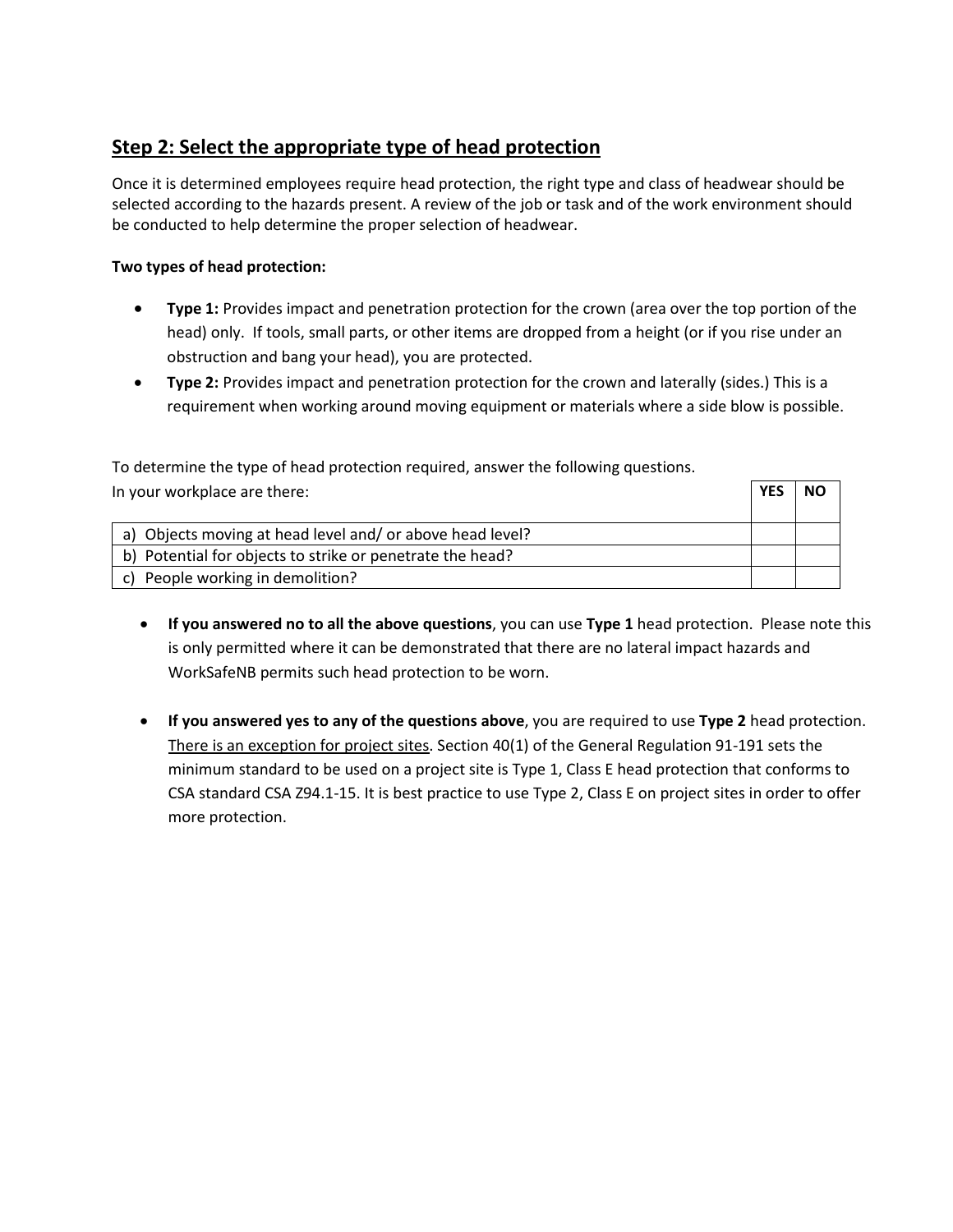## Step 2: Select the appropriate type of head protection

Once it is determined employees require head protection, the right type and class of headwear should be selected according to the hazards present. A review of the job or task and of the work environment should be conducted to help determine the proper selection of headwear.

**Two types of head protection:**

- **Type 1:** Provides impact and penetration protection for the crown (area over the top portion of the head) only. If tools, small parts, or other items are dropped from a height (or if you rise under an obstruction and bang your head), you are protected.
- **Type 2:** Provides impact and penetration protection for the crown and laterally (sides.) This is a requirement when working around moving equipment or materials where a side blow is possible.

To determine the type of head protection required, answer the following questions.

| In your workplace are there: | YES | NO |
|---|---|---|
| a) Objects moving at head level and/ or above head level? | | |
| b) Potential for objects to strike or penetrate the head? | | |
| c) People working in demolition? | | |

- **If you answered no to all the above questions**, you can use **Type 1** head protection. Please note this is only permitted where it can be demonstrated that there are no lateral impact hazards and WorkSafeNB permits such head protection to be worn.

- **If you answered yes to any of the questions above**, you are required to use **Type 2** head protection. <u>There is an exception for project sites</u>. Section 40(1) of the General Regulation 91-191 sets the minimum standard to be used on a project site is Type 1, Class E head protection that conforms to CSA standard CSA Z94.1-15. It is best practice to use Type 2, Class E on project sites in order to offer more protection.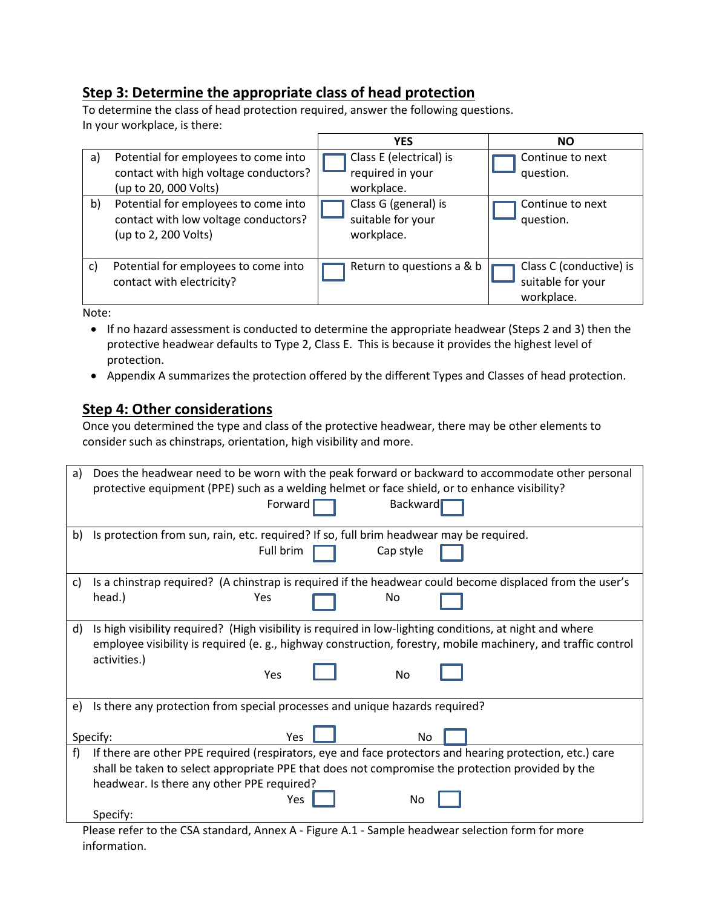## Step 3: Determine the appropriate class of head protection

To determine the class of head protection required, answer the following questions.
In your workplace, is there:

| | | YES | NO |
|---|---|---|---|
| a) | Potential for employees to come into contact with high voltage conductors? (up to 20, 000 Volts) | ☐ Class E (electrical) is required in your workplace. | ☐ Continue to next question. |
| b) | Potential for employees to come into contact with low voltage conductors? (up to 2, 200 Volts) | ☐ Class G (general) is suitable for your workplace. | ☐ Continue to next question. |
| c) | Potential for employees to come into contact with electricity? | ☐ Return to questions a & b | ☐ Class C (conductive) is suitable for your workplace. |

Note:

- If no hazard assessment is conducted to determine the appropriate headwear (Steps 2 and 3) then the protective headwear defaults to Type 2, Class E. This is because it provides the highest level of protection.
- Appendix A summarizes the protection offered by the different Types and Classes of head protection.

## Step 4: Other considerations

Once you determined the type and class of the protective headwear, there may be other elements to consider such as chinstraps, orientation, high visibility and more.

| | |
|---|---|
| a) | Does the headwear need to be worn with the peak forward or backward to accommodate other personal protective equipment (PPE) such as a welding helmet or face shield, or to enhance visibility?<br>Forward ☐ Backward ☐ |
| b) | Is protection from sun, rain, etc. required? If so, full brim headwear may be required.<br>Full brim ☐ Cap style ☐ |
| c) | Is a chinstrap required? (A chinstrap is required if the headwear could become displaced from the user's head.)<br>Yes ☐ No ☐ |
| d) | Is high visibility required? (High visibility is required in low-lighting conditions, at night and where employee visibility is required (e. g., highway construction, forestry, mobile machinery, and traffic control activities.)<br>Yes ☐ No ☐ |
| e) | Is there any protection from special processes and unique hazards required?<br>Specify: Yes ☐ No ☐ |
| f) | If there are other PPE required (respirators, eye and face protectors and hearing protection, etc.) care shall be taken to select appropriate PPE that does not compromise the protection provided by the headwear. Is there any other PPE required?<br>Yes ☐ No ☐<br>Specify: |

Please refer to the CSA standard, Annex A - Figure A.1 - Sample headwear selection form for more information.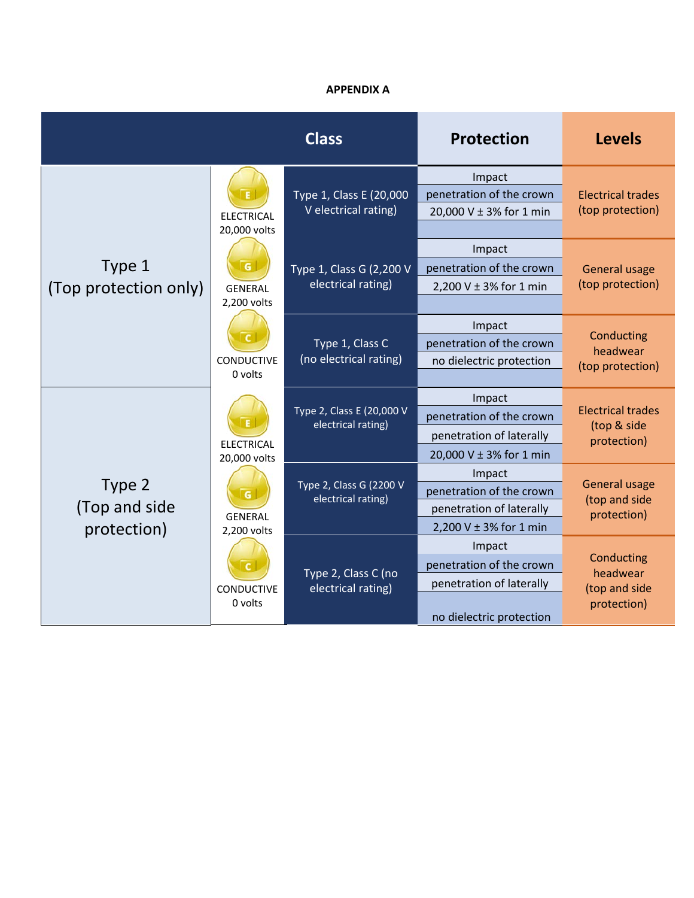**APPENDIX A**

| | | Class | Protection | Levels |
|---|---|---|---|---|
| Type 1 (Top protection only) | ELECTRICAL 20,000 volts | Type 1, Class E (20,000 V electrical rating) | Impact<br>penetration of the crown<br>20,000 V ± 3% for 1 min | Electrical trades (top protection) |
| | GENERAL 2,200 volts | Type 1, Class G (2,200 V electrical rating) | Impact<br>penetration of the crown<br>2,200 V ± 3% for 1 min | General usage (top protection) |
| | CONDUCTIVE 0 volts | Type 1, Class C (no electrical rating) | Impact<br>penetration of the crown<br>no dielectric protection | Conducting headwear (top protection) |
| Type 2 (Top and side protection) | ELECTRICAL 20,000 volts | Type 2, Class E (20,000 V electrical rating) | Impact<br>penetration of the crown<br>penetration of laterally<br>20,000 V ± 3% for 1 min | Electrical trades (top & side protection) |
| | GENERAL 2,200 volts | Type 2, Class G (2200 V electrical rating) | Impact<br>penetration of the crown<br>penetration of laterally<br>2,200 V ± 3% for 1 min | General usage (top and side protection) |
| | CONDUCTIVE 0 volts | Type 2, Class C (no electrical rating) | Impact<br>penetration of the crown<br>penetration of laterally<br>no dielectric protection | Conducting headwear (top and side protection) |